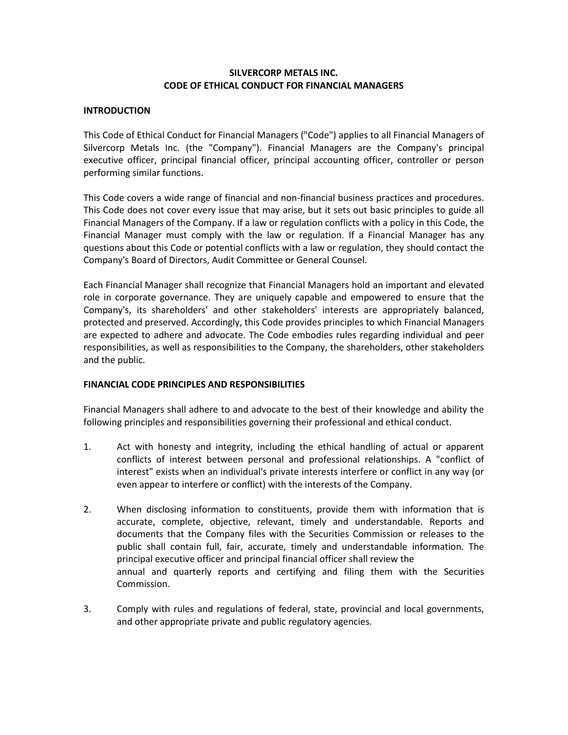# SILVERCORP METALS INC.
# CODE OF ETHICAL CONDUCT FOR FINANCIAL MANAGERS

## INTRODUCTION

This Code of Ethical Conduct for Financial Managers ("Code") applies to all Financial Managers of Silvercorp Metals Inc. (the "Company"). Financial Managers are the Company's principal executive officer, principal financial officer, principal accounting officer, controller or person performing similar functions.

This Code covers a wide range of financial and non-financial business practices and procedures. This Code does not cover every issue that may arise, but it sets out basic principles to guide all Financial Managers of the Company. If a law or regulation conflicts with a policy in this Code, the Financial Manager must comply with the law or regulation. If a Financial Manager has any questions about this Code or potential conflicts with a law or regulation, they should contact the Company's Board of Directors, Audit Committee or General Counsel.

Each Financial Manager shall recognize that Financial Managers hold an important and elevated role in corporate governance. They are uniquely capable and empowered to ensure that the Company's, its shareholders' and other stakeholders' interests are appropriately balanced, protected and preserved. Accordingly, this Code provides principles to which Financial Managers are expected to adhere and advocate. The Code embodies rules regarding individual and peer responsibilities, as well as responsibilities to the Company, the shareholders, other stakeholders and the public.

## FINANCIAL CODE PRINCIPLES AND RESPONSIBILITIES

Financial Managers shall adhere to and advocate to the best of their knowledge and ability the following principles and responsibilities governing their professional and ethical conduct.

1. Act with honesty and integrity, including the ethical handling of actual or apparent conflicts of interest between personal and professional relationships. A "conflict of interest" exists when an individual's private interests interfere or conflict in any way (or even appear to interfere or conflict) with the interests of the Company.

2. When disclosing information to constituents, provide them with information that is accurate, complete, objective, relevant, timely and understandable. Reports and documents that the Company files with the Securities Commission or releases to the public shall contain full, fair, accurate, timely and understandable information. The principal executive officer and principal financial officer shall review the annual and quarterly reports and certifying and filing them with the Securities Commission.

3. Comply with rules and regulations of federal, state, provincial and local governments, and other appropriate private and public regulatory agencies.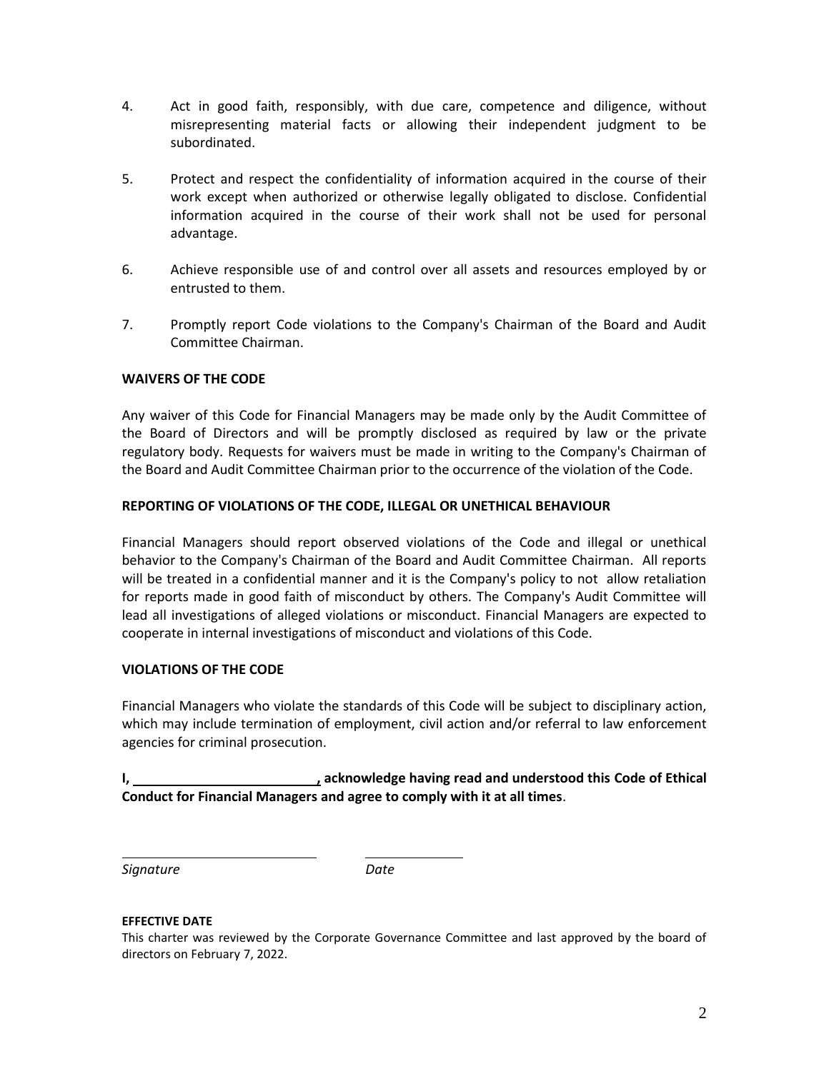4. Act in good faith, responsibly, with due care, competence and diligence, without misrepresenting material facts or allowing their independent judgment to be subordinated.

5. Protect and respect the confidentiality of information acquired in the course of their work except when authorized or otherwise legally obligated to disclose. Confidential information acquired in the course of their work shall not be used for personal advantage.

6. Achieve responsible use of and control over all assets and resources employed by or entrusted to them.

7. Promptly report Code violations to the Company's Chairman of the Board and Audit Committee Chairman.

**WAIVERS OF THE CODE**

Any waiver of this Code for Financial Managers may be made only by the Audit Committee of the Board of Directors and will be promptly disclosed as required by law or the private regulatory body. Requests for waivers must be made in writing to the Company's Chairman of the Board and Audit Committee Chairman prior to the occurrence of the violation of the Code.

**REPORTING OF VIOLATIONS OF THE CODE, ILLEGAL OR UNETHICAL BEHAVIOUR**

Financial Managers should report observed violations of the Code and illegal or unethical behavior to the Company's Chairman of the Board and Audit Committee Chairman. All reports will be treated in a confidential manner and it is the Company's policy to not allow retaliation for reports made in good faith of misconduct by others. The Company's Audit Committee will lead all investigations of alleged violations or misconduct. Financial Managers are expected to cooperate in internal investigations of misconduct and violations of this Code.

**VIOLATIONS OF THE CODE**

Financial Managers who violate the standards of this Code will be subject to disciplinary action, which may include termination of employment, civil action and/or referral to law enforcement agencies for criminal prosecution.

**I, \_\_\_\_\_\_\_\_\_\_\_\_\_\_\_\_\_\_\_\_\_\_\_\_\_\_, acknowledge having read and understood this Code of Ethical Conduct for Financial Managers and agree to comply with it at all times**.

\_\_\_\_\_\_\_\_\_\_\_\_\_\_\_\_\_\_\_\_\_\_\_\_\_\_\_\_ \_\_\_\_\_\_\_\_\_\_\_\_\_\_

*Signature* *Date*

**EFFECTIVE DATE**

This charter was reviewed by the Corporate Governance Committee and last approved by the board of directors on February 7, 2022.